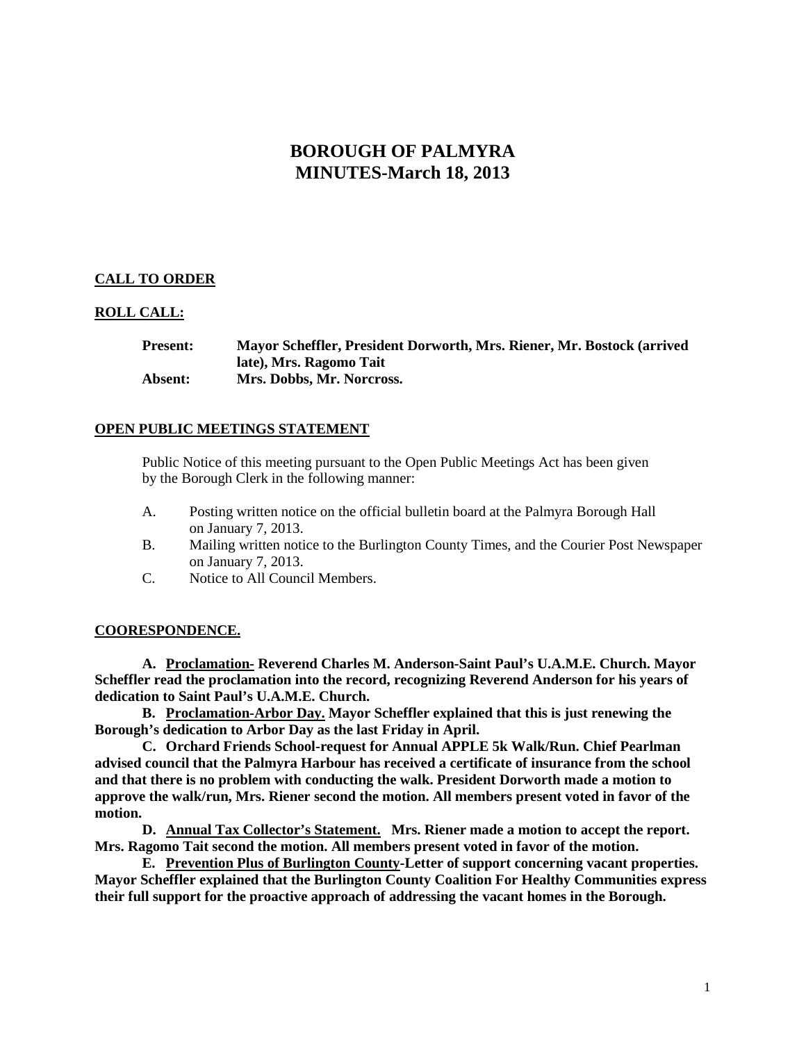# BOROUGH OF PALMYRA
# MINUTES-March 18, 2013

**CALL TO ORDER**

**ROLL CALL:**

**Present:** **Mayor Scheffler, President Dorworth, Mrs. Riener, Mr. Bostock (arrived late), Mrs. Ragomo Tait**
**Absent:** **Mrs. Dobbs, Mr. Norcross.**

**OPEN PUBLIC MEETINGS STATEMENT**

Public Notice of this meeting pursuant to the Open Public Meetings Act has been given by the Borough Clerk in the following manner:

A. Posting written notice on the official bulletin board at the Palmyra Borough Hall on January 7, 2013.
B. Mailing written notice to the Burlington County Times, and the Courier Post Newspaper on January 7, 2013.
C. Notice to All Council Members.

**COORESPONDENCE.**

**A. Proclamation- Reverend Charles M. Anderson-Saint Paul's U.A.M.E. Church. Mayor Scheffler read the proclamation into the record, recognizing Reverend Anderson for his years of dedication to Saint Paul's U.A.M.E. Church.**

**B. Proclamation-Arbor Day. Mayor Scheffler explained that this is just renewing the Borough's dedication to Arbor Day as the last Friday in April.**

**C. Orchard Friends School-request for Annual APPLE 5k Walk/Run. Chief Pearlman advised council that the Palmyra Harbour has received a certificate of insurance from the school and that there is no problem with conducting the walk. President Dorworth made a motion to approve the walk/run, Mrs. Riener second the motion. All members present voted in favor of the motion.**

**D. Annual Tax Collector's Statement. Mrs. Riener made a motion to accept the report. Mrs. Ragomo Tait second the motion. All members present voted in favor of the motion.**

**E. Prevention Plus of Burlington County-Letter of support concerning vacant properties. Mayor Scheffler explained that the Burlington County Coalition For Healthy Communities express their full support for the proactive approach of addressing the vacant homes in the Borough.**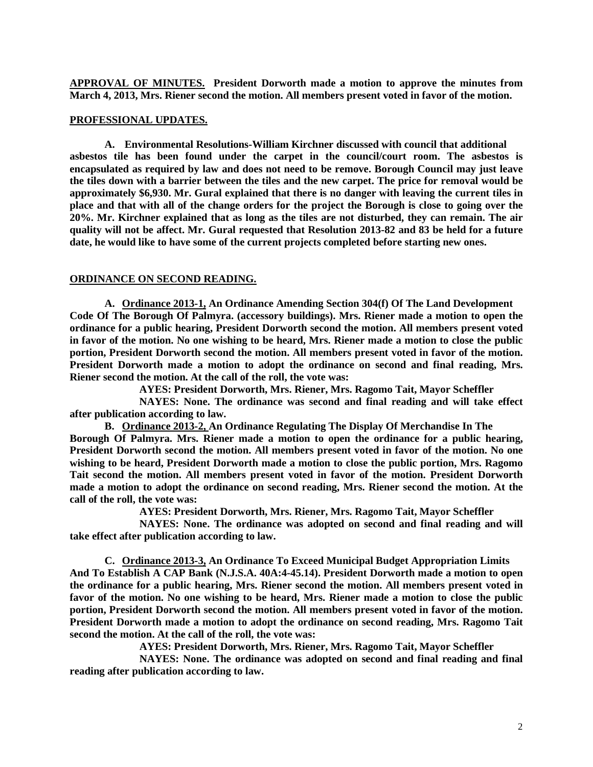**APPROVAL OF MINUTES. President Dorworth made a motion to approve the minutes from March 4, 2013, Mrs. Riener second the motion. All members present voted in favor of the motion.**

**PROFESSIONAL UPDATES.**

**A. Environmental Resolutions-William Kirchner discussed with council that additional asbestos tile has been found under the carpet in the council/court room. The asbestos is encapsulated as required by law and does not need to be remove. Borough Council may just leave the tiles down with a barrier between the tiles and the new carpet. The price for removal would be approximately $6,930. Mr. Gural explained that there is no danger with leaving the current tiles in place and that with all of the change orders for the project the Borough is close to going over the 20%. Mr. Kirchner explained that as long as the tiles are not disturbed, they can remain. The air quality will not be affect. Mr. Gural requested that Resolution 2013-82 and 83 be held for a future date, he would like to have some of the current projects completed before starting new ones.**

**ORDINANCE ON SECOND READING.**

**A. Ordinance 2013-1, An Ordinance Amending Section 304(f) Of The Land Development Code Of The Borough Of Palmyra. (accessory buildings). Mrs. Riener made a motion to open the ordinance for a public hearing, President Dorworth second the motion. All members present voted in favor of the motion. No one wishing to be heard, Mrs. Riener made a motion to close the public portion, President Dorworth second the motion. All members present voted in favor of the motion. President Dorworth made a motion to adopt the ordinance on second and final reading, Mrs. Riener second the motion. At the call of the roll, the vote was:**

**AYES: President Dorworth, Mrs. Riener, Mrs. Ragomo Tait, Mayor Scheffler**

**NAYES: None. The ordinance was second and final reading and will take effect after publication according to law.**

**B. Ordinance 2013-2, An Ordinance Regulating The Display Of Merchandise In The Borough Of Palmyra. Mrs. Riener made a motion to open the ordinance for a public hearing, President Dorworth second the motion. All members present voted in favor of the motion. No one wishing to be heard, President Dorworth made a motion to close the public portion, Mrs. Ragomo Tait second the motion. All members present voted in favor of the motion. President Dorworth made a motion to adopt the ordinance on second reading, Mrs. Riener second the motion. At the call of the roll, the vote was:**

**AYES: President Dorworth, Mrs. Riener, Mrs. Ragomo Tait, Mayor Scheffler**

**NAYES: None. The ordinance was adopted on second and final reading and will take effect after publication according to law.**

**C. Ordinance 2013-3, An Ordinance To Exceed Municipal Budget Appropriation Limits And To Establish A CAP Bank (N.J.S.A. 40A:4-45.14). President Dorworth made a motion to open the ordinance for a public hearing, Mrs. Riener second the motion. All members present voted in favor of the motion. No one wishing to be heard, Mrs. Riener made a motion to close the public portion, President Dorworth second the motion. All members present voted in favor of the motion. President Dorworth made a motion to adopt the ordinance on second reading, Mrs. Ragomo Tait second the motion. At the call of the roll, the vote was:**

**AYES: President Dorworth, Mrs. Riener, Mrs. Ragomo Tait, Mayor Scheffler**

**NAYES: None. The ordinance was adopted on second and final reading and final reading after publication according to law.**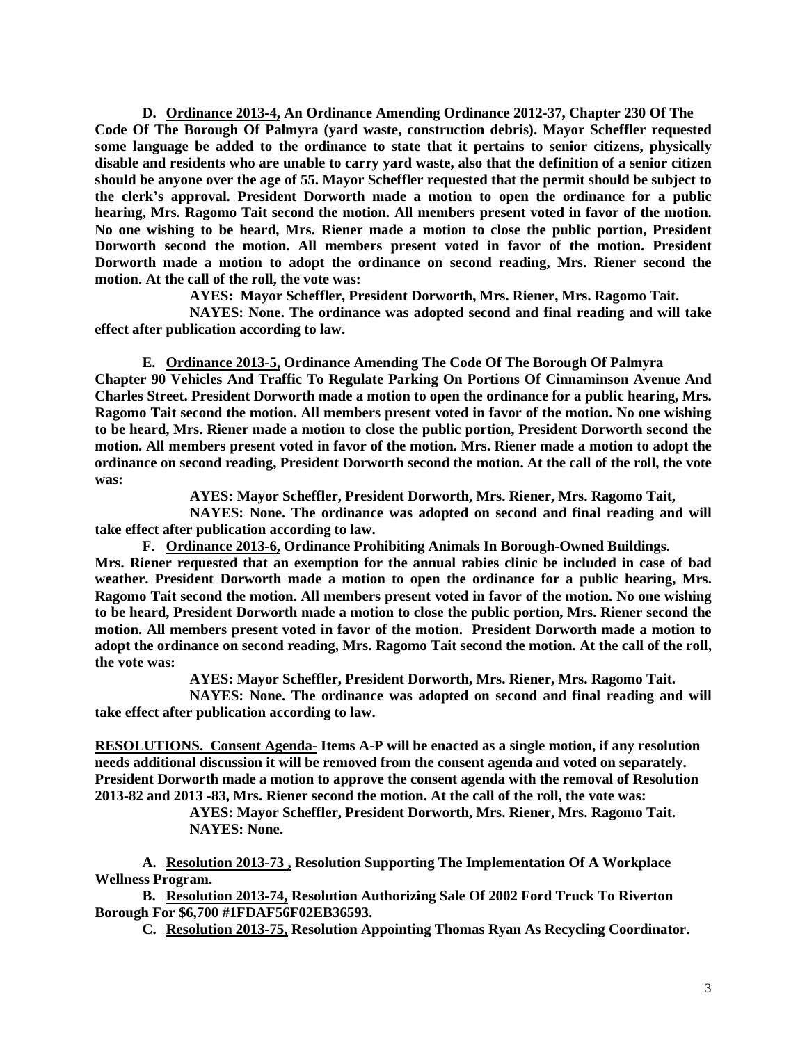**D. Ordinance 2013-4, An Ordinance Amending Ordinance 2012-37, Chapter 230 Of The Code Of The Borough Of Palmyra (yard waste, construction debris). Mayor Scheffler requested some language be added to the ordinance to state that it pertains to senior citizens, physically disable and residents who are unable to carry yard waste, also that the definition of a senior citizen should be anyone over the age of 55. Mayor Scheffler requested that the permit should be subject to the clerk's approval. President Dorworth made a motion to open the ordinance for a public hearing, Mrs. Ragomo Tait second the motion. All members present voted in favor of the motion. No one wishing to be heard, Mrs. Riener made a motion to close the public portion, President Dorworth second the motion. All members present voted in favor of the motion. President Dorworth made a motion to adopt the ordinance on second reading, Mrs. Riener second the motion. At the call of the roll, the vote was:**

**AYES: Mayor Scheffler, President Dorworth, Mrs. Riener, Mrs. Ragomo Tait.**

**NAYES: None. The ordinance was adopted second and final reading and will take effect after publication according to law.**

**E. Ordinance 2013-5, Ordinance Amending The Code Of The Borough Of Palmyra Chapter 90 Vehicles And Traffic To Regulate Parking On Portions Of Cinnaminson Avenue And Charles Street. President Dorworth made a motion to open the ordinance for a public hearing, Mrs. Ragomo Tait second the motion. All members present voted in favor of the motion. No one wishing to be heard, Mrs. Riener made a motion to close the public portion, President Dorworth second the motion. All members present voted in favor of the motion. Mrs. Riener made a motion to adopt the ordinance on second reading, President Dorworth second the motion. At the call of the roll, the vote was:**

**AYES: Mayor Scheffler, President Dorworth, Mrs. Riener, Mrs. Ragomo Tait,**

**NAYES: None. The ordinance was adopted on second and final reading and will take effect after publication according to law.**

**F. Ordinance 2013-6, Ordinance Prohibiting Animals In Borough-Owned Buildings. Mrs. Riener requested that an exemption for the annual rabies clinic be included in case of bad weather. President Dorworth made a motion to open the ordinance for a public hearing, Mrs. Ragomo Tait second the motion. All members present voted in favor of the motion. No one wishing to be heard, President Dorworth made a motion to close the public portion, Mrs. Riener second the motion. All members present voted in favor of the motion. President Dorworth made a motion to adopt the ordinance on second reading, Mrs. Ragomo Tait second the motion. At the call of the roll, the vote was:**

**AYES: Mayor Scheffler, President Dorworth, Mrs. Riener, Mrs. Ragomo Tait.**

**NAYES: None. The ordinance was adopted on second and final reading and will take effect after publication according to law.**

**RESOLUTIONS. Consent Agenda- Items A-P will be enacted as a single motion, if any resolution needs additional discussion it will be removed from the consent agenda and voted on separately. President Dorworth made a motion to approve the consent agenda with the removal of Resolution 2013-82 and 2013 -83, Mrs. Riener second the motion. At the call of the roll, the vote was:**

**AYES: Mayor Scheffler, President Dorworth, Mrs. Riener, Mrs. Ragomo Tait.**
**NAYES: None.**

**A. Resolution 2013-73 , Resolution Supporting The Implementation Of A Workplace Wellness Program.**

**B. Resolution 2013-74, Resolution Authorizing Sale Of 2002 Ford Truck To Riverton Borough For $6,700 #1FDAF56F02EB36593.**

**C. Resolution 2013-75, Resolution Appointing Thomas Ryan As Recycling Coordinator.**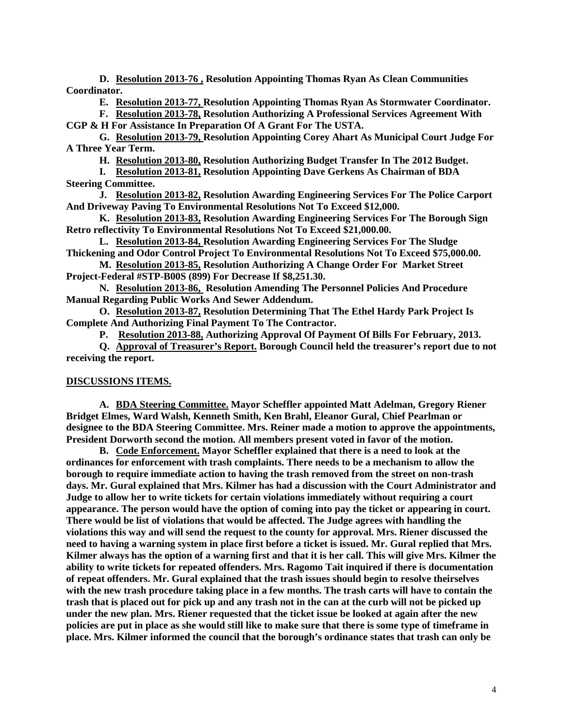**D. Resolution 2013-76 , Resolution Appointing Thomas Ryan As Clean Communities Coordinator.**

**E. Resolution 2013-77, Resolution Appointing Thomas Ryan As Stormwater Coordinator.**

**F. Resolution 2013-78, Resolution Authorizing A Professional Services Agreement With CGP & H For Assistance In Preparation Of A Grant For The USTA.**

**G. Resolution 2013-79, Resolution Appointing Corey Ahart As Municipal Court Judge For A Three Year Term.**

**H. Resolution 2013-80, Resolution Authorizing Budget Transfer In The 2012 Budget.**

**I. Resolution 2013-81, Resolution Appointing Dave Gerkens As Chairman of BDA Steering Committee.**

**J. Resolution 2013-82, Resolution Awarding Engineering Services For The Police Carport And Driveway Paving To Environmental Resolutions Not To Exceed $12,000.**

**K. Resolution 2013-83, Resolution Awarding Engineering Services For The Borough Sign Retro reflectivity To Environmental Resolutions Not To Exceed $21,000.00.**

**L. Resolution 2013-84, Resolution Awarding Engineering Services For The Sludge Thickening and Odor Control Project To Environmental Resolutions Not To Exceed $75,000.00.**

**M. Resolution 2013-85, Resolution Authorizing A Change Order For Market Street Project-Federal #STP-B00S (899) For Decrease If $8,251.30.**

**N. Resolution 2013-86, Resolution Amending The Personnel Policies And Procedure Manual Regarding Public Works And Sewer Addendum.**

**O. Resolution 2013-87, Resolution Determining That The Ethel Hardy Park Project Is Complete And Authorizing Final Payment To The Contractor.**

**P. Resolution 2013-88, Authorizing Approval Of Payment Of Bills For February, 2013.**

**Q. Approval of Treasurer's Report. Borough Council held the treasurer's report due to not receiving the report.**

**DISCUSSIONS ITEMS.**

**A. BDA Steering Committee. Mayor Scheffler appointed Matt Adelman, Gregory Riener Bridget Elmes, Ward Walsh, Kenneth Smith, Ken Brahl, Eleanor Gural, Chief Pearlman or designee to the BDA Steering Committee. Mrs. Reiner made a motion to approve the appointments, President Dorworth second the motion. All members present voted in favor of the motion.**

**B. Code Enforcement. Mayor Scheffler explained that there is a need to look at the ordinances for enforcement with trash complaints. There needs to be a mechanism to allow the borough to require immediate action to having the trash removed from the street on non-trash days. Mr. Gural explained that Mrs. Kilmer has had a discussion with the Court Administrator and Judge to allow her to write tickets for certain violations immediately without requiring a court appearance. The person would have the option of coming into pay the ticket or appearing in court. There would be list of violations that would be affected. The Judge agrees with handling the violations this way and will send the request to the county for approval. Mrs. Riener discussed the need to having a warning system in place first before a ticket is issued. Mr. Gural replied that Mrs. Kilmer always has the option of a warning first and that it is her call. This will give Mrs. Kilmer the ability to write tickets for repeated offenders. Mrs. Ragomo Tait inquired if there is documentation of repeat offenders. Mr. Gural explained that the trash issues should begin to resolve theirselves with the new trash procedure taking place in a few months. The trash carts will have to contain the trash that is placed out for pick up and any trash not in the can at the curb will not be picked up under the new plan. Mrs. Riener requested that the ticket issue be looked at again after the new policies are put in place as she would still like to make sure that there is some type of timeframe in place. Mrs. Kilmer informed the council that the borough's ordinance states that trash can only be**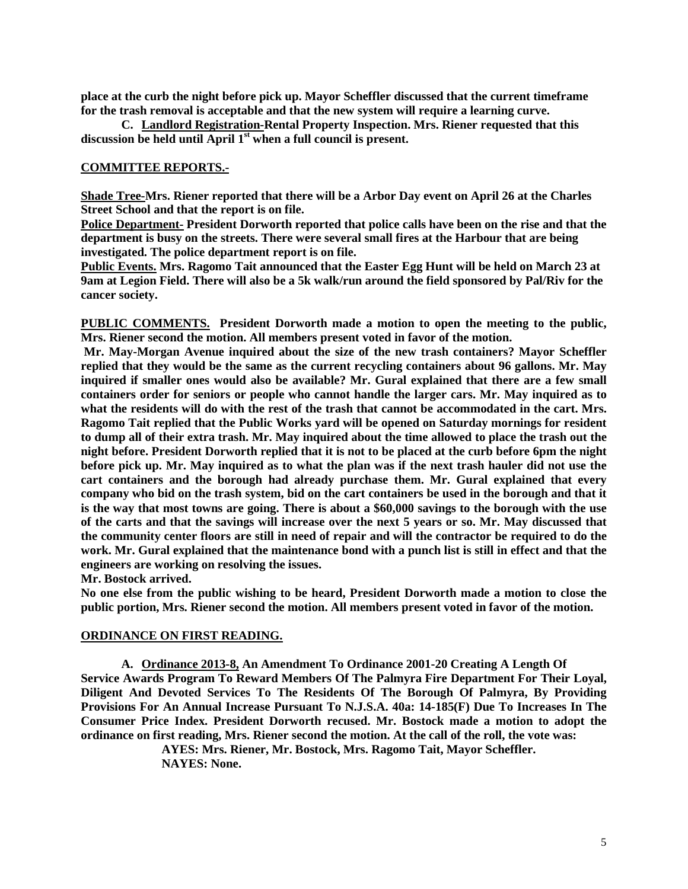**place at the curb the night before pick up. Mayor Scheffler discussed that the current timeframe for the trash removal is acceptable and that the new system will require a learning curve.**

**C. Landlord Registration-Rental Property Inspection. Mrs. Riener requested that this discussion be held until April 1st when a full council is present.**

**COMMITTEE REPORTS.-**

**Shade Tree-Mrs. Riener reported that there will be a Arbor Day event on April 26 at the Charles Street School and that the report is on file.**

**Police Department- President Dorworth reported that police calls have been on the rise and that the department is busy on the streets. There were several small fires at the Harbour that are being investigated. The police department report is on file.**

**Public Events. Mrs. Ragomo Tait announced that the Easter Egg Hunt will be held on March 23 at 9am at Legion Field. There will also be a 5k walk/run around the field sponsored by Pal/Riv for the cancer society.**

**PUBLIC COMMENTS. President Dorworth made a motion to open the meeting to the public, Mrs. Riener second the motion. All members present voted in favor of the motion.**

**Mr. May-Morgan Avenue inquired about the size of the new trash containers? Mayor Scheffler replied that they would be the same as the current recycling containers about 96 gallons. Mr. May inquired if smaller ones would also be available? Mr. Gural explained that there are a few small containers order for seniors or people who cannot handle the larger cars. Mr. May inquired as to what the residents will do with the rest of the trash that cannot be accommodated in the cart. Mrs. Ragomo Tait replied that the Public Works yard will be opened on Saturday mornings for resident to dump all of their extra trash. Mr. May inquired about the time allowed to place the trash out the night before. President Dorworth replied that it is not to be placed at the curb before 6pm the night before pick up. Mr. May inquired as to what the plan was if the next trash hauler did not use the cart containers and the borough had already purchase them. Mr. Gural explained that every company who bid on the trash system, bid on the cart containers be used in the borough and that it is the way that most towns are going. There is about a $60,000 savings to the borough with the use of the carts and that the savings will increase over the next 5 years or so. Mr. May discussed that the community center floors are still in need of repair and will the contractor be required to do the work. Mr. Gural explained that the maintenance bond with a punch list is still in effect and that the engineers are working on resolving the issues.**

**Mr. Bostock arrived.**

**No one else from the public wishing to be heard, President Dorworth made a motion to close the public portion, Mrs. Riener second the motion. All members present voted in favor of the motion.**

**ORDINANCE ON FIRST READING.**

**A. Ordinance 2013-8, An Amendment To Ordinance 2001-20 Creating A Length Of Service Awards Program To Reward Members Of The Palmyra Fire Department For Their Loyal, Diligent And Devoted Services To The Residents Of The Borough Of Palmyra, By Providing Provisions For An Annual Increase Pursuant To N.J.S.A. 40a: 14-185(F) Due To Increases In The Consumer Price Index. President Dorworth recused. Mr. Bostock made a motion to adopt the ordinance on first reading, Mrs. Riener second the motion. At the call of the roll, the vote was:**

**AYES: Mrs. Riener, Mr. Bostock, Mrs. Ragomo Tait, Mayor Scheffler.**
**NAYES: None.**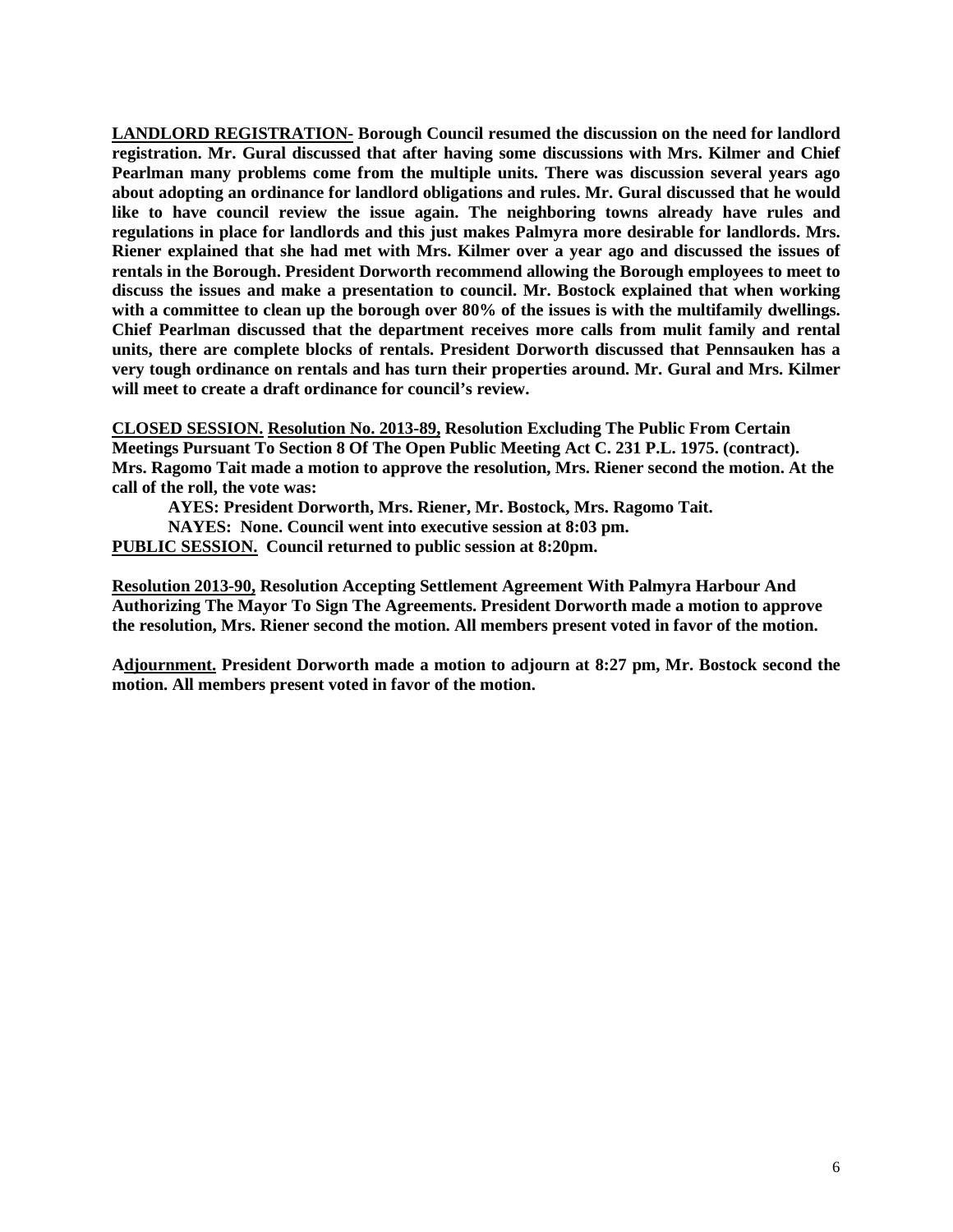**LANDLORD REGISTRATION- Borough Council resumed the discussion on the need for landlord registration. Mr. Gural discussed that after having some discussions with Mrs. Kilmer and Chief Pearlman many problems come from the multiple units. There was discussion several years ago about adopting an ordinance for landlord obligations and rules. Mr. Gural discussed that he would like to have council review the issue again. The neighboring towns already have rules and regulations in place for landlords and this just makes Palmyra more desirable for landlords. Mrs. Riener explained that she had met with Mrs. Kilmer over a year ago and discussed the issues of rentals in the Borough. President Dorworth recommend allowing the Borough employees to meet to discuss the issues and make a presentation to council. Mr. Bostock explained that when working with a committee to clean up the borough over 80% of the issues is with the multifamily dwellings. Chief Pearlman discussed that the department receives more calls from mulit family and rental units, there are complete blocks of rentals. President Dorworth discussed that Pennsauken has a very tough ordinance on rentals and has turn their properties around. Mr. Gural and Mrs. Kilmer will meet to create a draft ordinance for council's review.**

**CLOSED SESSION. Resolution No. 2013-89, Resolution Excluding The Public From Certain Meetings Pursuant To Section 8 Of The Open Public Meeting Act C. 231 P.L. 1975. (contract). Mrs. Ragomo Tait made a motion to approve the resolution, Mrs. Riener second the motion. At the call of the roll, the vote was:**

**AYES: President Dorworth, Mrs. Riener, Mr. Bostock, Mrs. Ragomo Tait.**

**NAYES: None. Council went into executive session at 8:03 pm.**

**PUBLIC SESSION. Council returned to public session at 8:20pm.**

**Resolution 2013-90, Resolution Accepting Settlement Agreement With Palmyra Harbour And Authorizing The Mayor To Sign The Agreements. President Dorworth made a motion to approve the resolution, Mrs. Riener second the motion. All members present voted in favor of the motion.**

**Adjournment. President Dorworth made a motion to adjourn at 8:27 pm, Mr. Bostock second the motion. All members present voted in favor of the motion.**